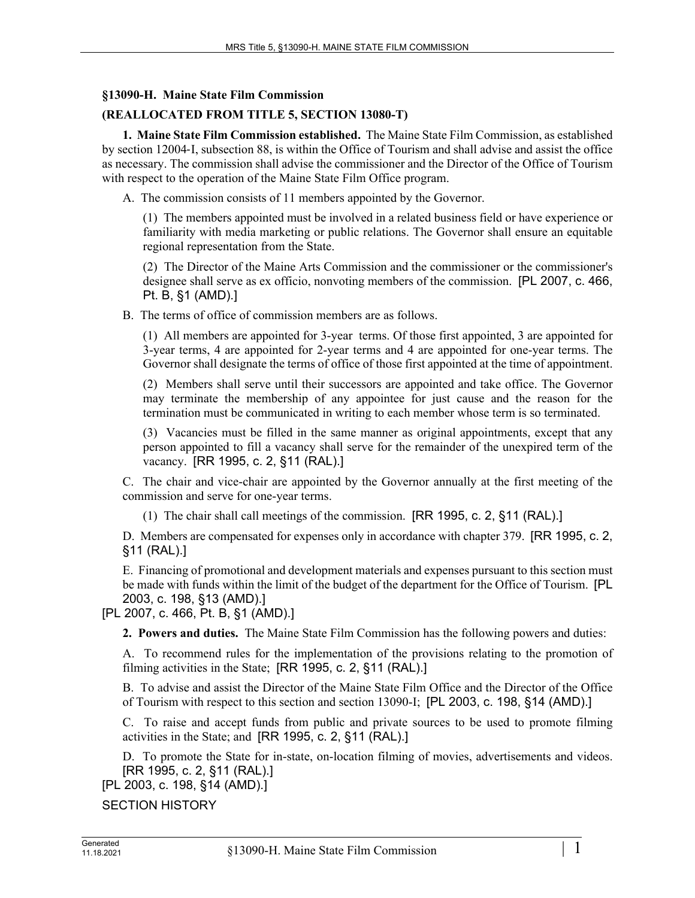## §13090-H. Maine State Film Commission

### (REALLOCATED FROM TITLE 5, SECTION 13080-T)

**1. Maine State Film Commission established.** The Maine State Film Commission, as established by section 12004-I, subsection 88, is within the Office of Tourism and shall advise and assist the office as necessary. The commission shall advise the commissioner and the Director of the Office of Tourism with respect to the operation of the Maine State Film Office program.

A. The commission consists of 11 members appointed by the Governor.

(1) The members appointed must be involved in a related business field or have experience or familiarity with media marketing or public relations. The Governor shall ensure an equitable regional representation from the State.

(2) The Director of the Maine Arts Commission and the commissioner or the commissioner's designee shall serve as ex officio, nonvoting members of the commission. [PL 2007, c. 466, Pt. B, §1 (AMD).]

B. The terms of office of commission members are as follows.

(1) All members are appointed for 3-year terms. Of those first appointed, 3 are appointed for 3-year terms, 4 are appointed for 2-year terms and 4 are appointed for one-year terms. The Governor shall designate the terms of office of those first appointed at the time of appointment.

(2) Members shall serve until their successors are appointed and take office. The Governor may terminate the membership of any appointee for just cause and the reason for the termination must be communicated in writing to each member whose term is so terminated.

(3) Vacancies must be filled in the same manner as original appointments, except that any person appointed to fill a vacancy shall serve for the remainder of the unexpired term of the vacancy. [RR 1995, c. 2, §11 (RAL).]

C. The chair and vice-chair are appointed by the Governor annually at the first meeting of the commission and serve for one-year terms.

(1) The chair shall call meetings of the commission. [RR 1995, c. 2, §11 (RAL).]

D. Members are compensated for expenses only in accordance with chapter 379. [RR 1995, c. 2, §11 (RAL).]

E. Financing of promotional and development materials and expenses pursuant to this section must be made with funds within the limit of the budget of the department for the Office of Tourism. [PL 2003, c. 198, §13 (AMD).]

[PL 2007, c. 466, Pt. B, §1 (AMD).]

**2. Powers and duties.** The Maine State Film Commission has the following powers and duties:

A. To recommend rules for the implementation of the provisions relating to the promotion of filming activities in the State; [RR 1995, c. 2, §11 (RAL).]

B. To advise and assist the Director of the Maine State Film Office and the Director of the Office of Tourism with respect to this section and section 13090-I; [PL 2003, c. 198, §14 (AMD).]

C. To raise and accept funds from public and private sources to be used to promote filming activities in the State; and [RR 1995, c. 2, §11 (RAL).]

D. To promote the State for in-state, on-location filming of movies, advertisements and videos. [RR 1995, c. 2, §11 (RAL).]

[PL 2003, c. 198, §14 (AMD).]

SECTION HISTORY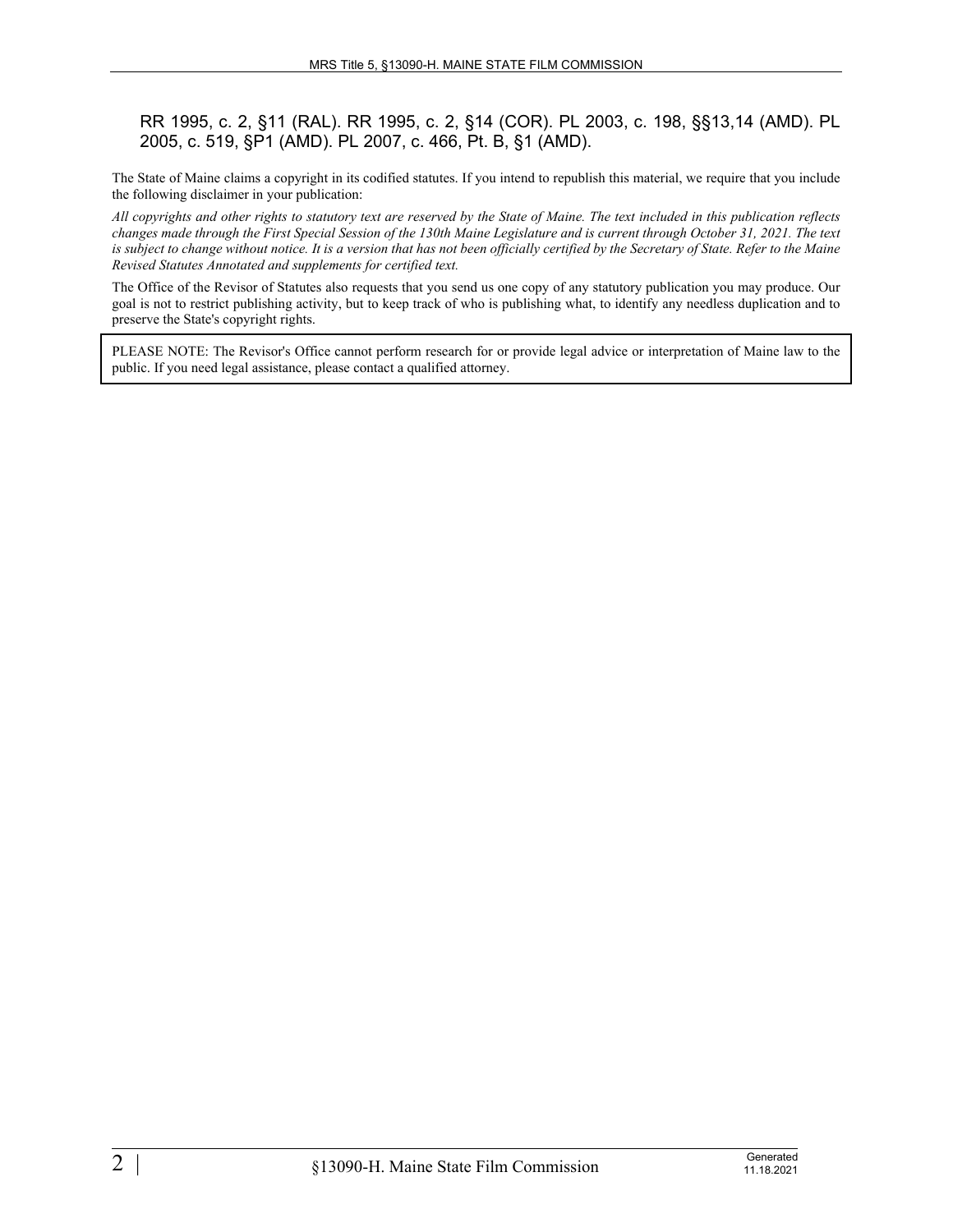RR 1995, c. 2, §11 (RAL). RR 1995, c. 2, §14 (COR). PL 2003, c. 198, §§13,14 (AMD). PL 2005, c. 519, §P1 (AMD). PL 2007, c. 466, Pt. B, §1 (AMD).

The State of Maine claims a copyright in its codified statutes. If you intend to republish this material, we require that you include the following disclaimer in your publication:

*All copyrights and other rights to statutory text are reserved by the State of Maine. The text included in this publication reflects changes made through the First Special Session of the 130th Maine Legislature and is current through October 31, 2021. The text is subject to change without notice. It is a version that has not been officially certified by the Secretary of State. Refer to the Maine Revised Statutes Annotated and supplements for certified text.*

The Office of the Revisor of Statutes also requests that you send us one copy of any statutory publication you may produce. Our goal is not to restrict publishing activity, but to keep track of who is publishing what, to identify any needless duplication and to preserve the State's copyright rights.

PLEASE NOTE: The Revisor's Office cannot perform research for or provide legal advice or interpretation of Maine law to the public. If you need legal assistance, please contact a qualified attorney.